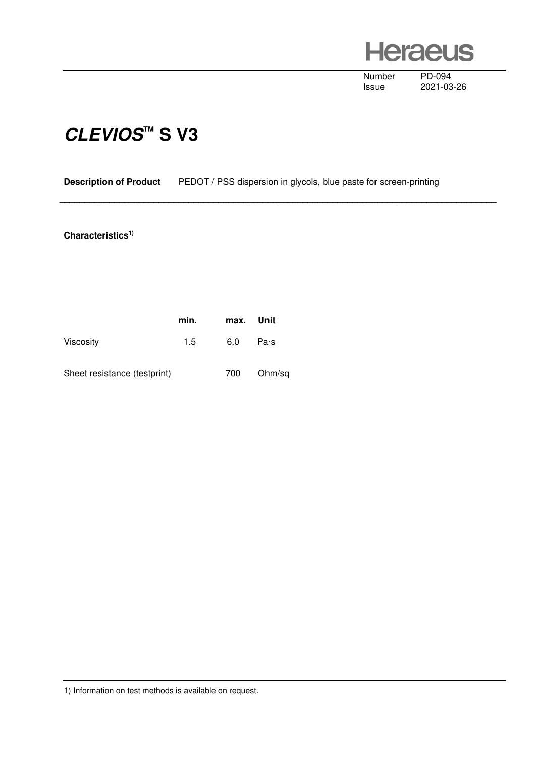Heraeus

Number PD-094
Issue 2021-03-26

# *CLEVIOS*™ S V3

**Description of Product** PEDOT / PSS dispersion in glycols, blue paste for screen-printing

**Characteristics**[1]

| | min. | max. | Unit |
|---|---|---|---|
| Viscosity | 1.5 | 6.0 | Pa·s |
| Sheet resistance (testprint) | | 700 | Ohm/sq |

1) Information on test methods is available on request.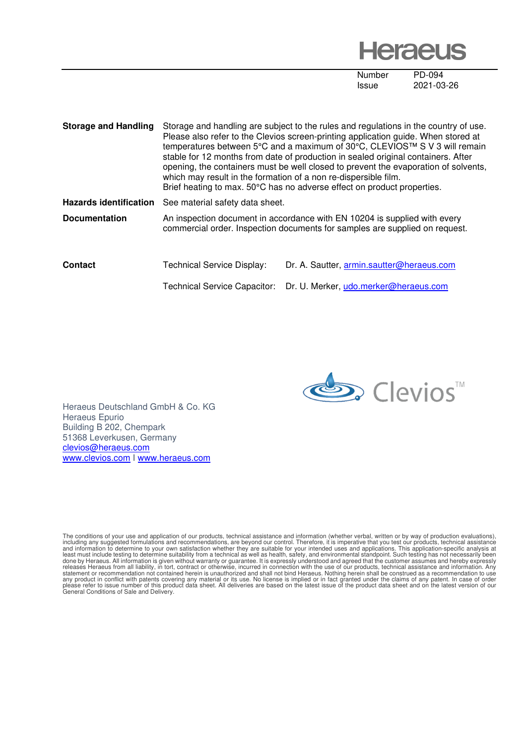| | |
|---|---|
| Number | PD-094 |
| Issue | 2021-03-26 |

**Storage and Handling** Storage and handling are subject to the rules and regulations in the country of use. Please also refer to the Clevios screen-printing application guide. When stored at temperatures between 5°C and a maximum of 30°C, CLEVIOS™ S V 3 will remain stable for 12 months from date of production in sealed original containers. After opening, the containers must be well closed to prevent the evaporation of solvents, which may result in the formation of a non re-dispersible film.
Brief heating to max. 50°C has no adverse effect on product properties.

**Hazards identification** See material safety data sheet.

**Documentation** An inspection document in accordance with EN 10204 is supplied with every commercial order. Inspection documents for samples are supplied on request.

**Contact**

Technical Service Display: Dr. A. Sautter, armin.sautter@heraeus.com

Technical Service Capacitor: Dr. U. Merker, udo.merker@heraeus.com

Heraeus Deutschland GmbH & Co. KG
Heraeus Epurio
Building B 202, Chempark
51368 Leverkusen, Germany
clevios@heraeus.com
www.clevios.com I www.heraeus.com

The conditions of your use and application of our products, technical assistance and information (whether verbal, written or by way of production evaluations), including any suggested formulations and recommendations, are beyond our control. Therefore, it is imperative that you test our products, technical assistance and information to determine to your own satisfaction whether they are suitable for your intended uses and applications. This application-specific analysis at least must include testing to determine suitability from a technical as well as health, safety, and environmental standpoint. Such testing has not necessarily been done by Heraeus. All information is given without warranty or guarantee. It is expressly understood and agreed that the customer assumes and hereby expressly releases Heraeus from all liability, in tort, contract or otherwise, incurred in connection with the use of our products, technical assistance and information. Any statement or recommendation not contained herein is unauthorized and shall not bind Heraeus. Nothing herein shall be construed as a recommendation to use any product in conflict with patents covering any material or its use. No license is implied or in fact granted under the claims of any patent. In case of order please refer to issue number of this product data sheet. All deliveries are based on the latest issue of the product data sheet and on the latest version of our General Conditions of Sale and Delivery.